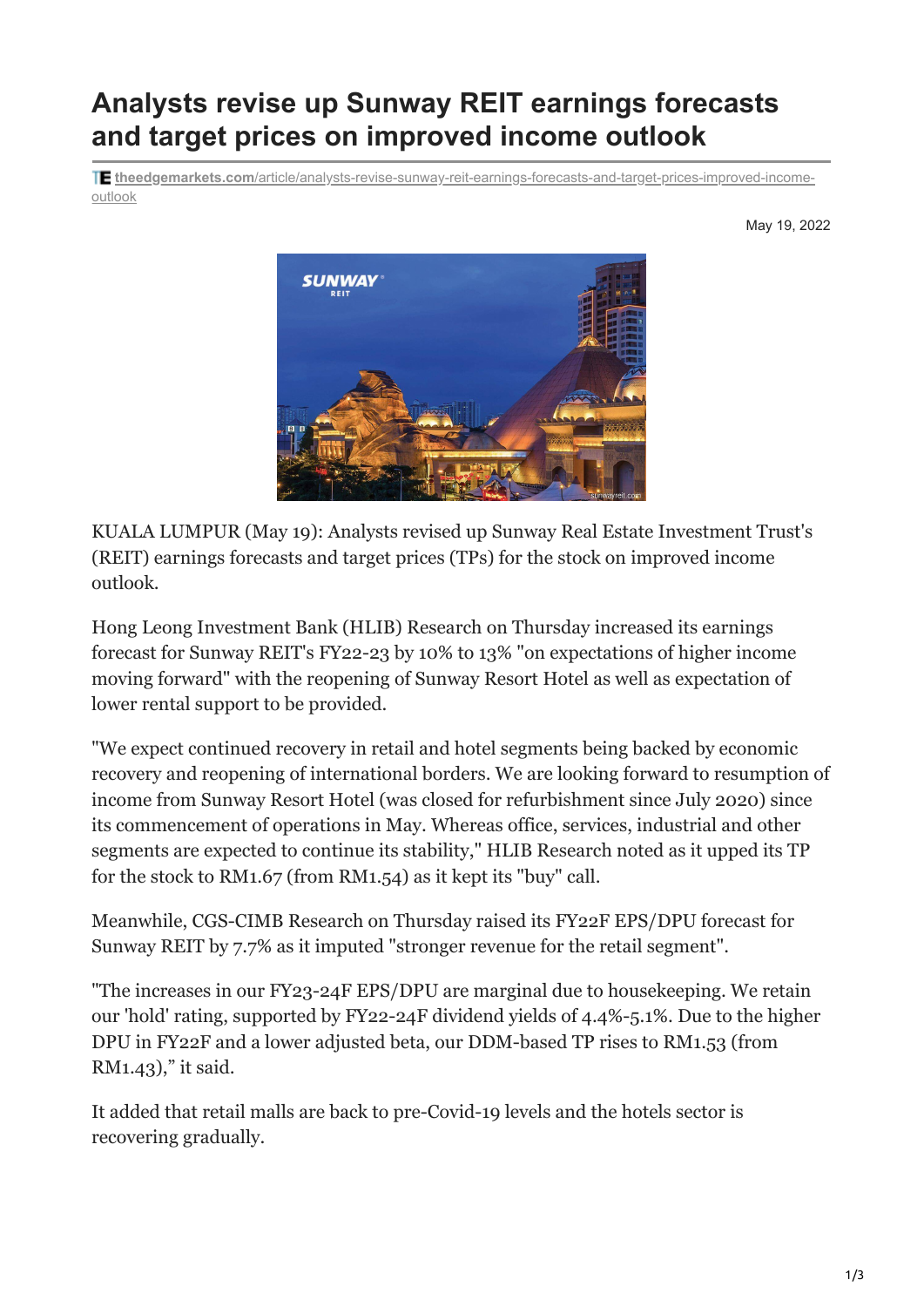# Analysts revise up Sunway REIT earnings forecasts and target prices on improved income outlook

theedgemarkets.com/article/analysts-revise-sunway-reit-earnings-forecasts-and-target-prices-improved-income-outlook

May 19, 2022

KUALA LUMPUR (May 19): Analysts revised up Sunway Real Estate Investment Trust's (REIT) earnings forecasts and target prices (TPs) for the stock on improved income outlook.

Hong Leong Investment Bank (HLIB) Research on Thursday increased its earnings forecast for Sunway REIT's FY22-23 by 10% to 13% "on expectations of higher income moving forward" with the reopening of Sunway Resort Hotel as well as expectation of lower rental support to be provided.

"We expect continued recovery in retail and hotel segments being backed by economic recovery and reopening of international borders. We are looking forward to resumption of income from Sunway Resort Hotel (was closed for refurbishment since July 2020) since its commencement of operations in May. Whereas office, services, industrial and other segments are expected to continue its stability," HLIB Research noted as it upped its TP for the stock to RM1.67 (from RM1.54) as it kept its "buy" call.

Meanwhile, CGS-CIMB Research on Thursday raised its FY22F EPS/DPU forecast for Sunway REIT by 7.7% as it imputed "stronger revenue for the retail segment".

"The increases in our FY23-24F EPS/DPU are marginal due to housekeeping. We retain our 'hold' rating, supported by FY22-24F dividend yields of 4.4%-5.1%. Due to the higher DPU in FY22F and a lower adjusted beta, our DDM-based TP rises to RM1.53 (from RM1.43)," it said.

It added that retail malls are back to pre-Covid-19 levels and the hotels sector is recovering gradually.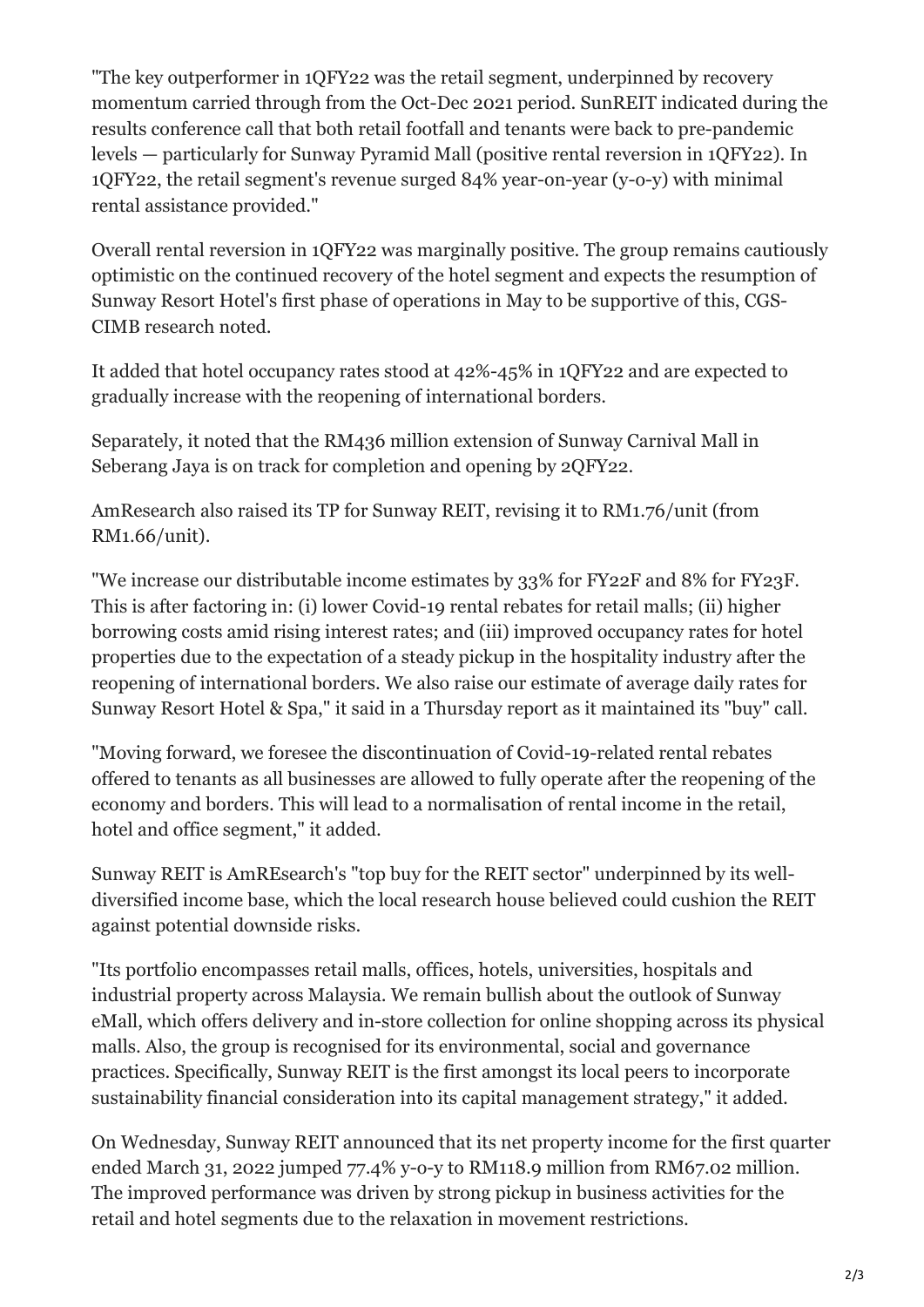"The key outperformer in 1QFY22 was the retail segment, underpinned by recovery momentum carried through from the Oct-Dec 2021 period. SunREIT indicated during the results conference call that both retail footfall and tenants were back to pre-pandemic levels — particularly for Sunway Pyramid Mall (positive rental reversion in 1QFY22). In 1QFY22, the retail segment's revenue surged 84% year-on-year (y-o-y) with minimal rental assistance provided."

Overall rental reversion in 1QFY22 was marginally positive. The group remains cautiously optimistic on the continued recovery of the hotel segment and expects the resumption of Sunway Resort Hotel's first phase of operations in May to be supportive of this, CGS-CIMB research noted.

It added that hotel occupancy rates stood at 42%-45% in 1QFY22 and are expected to gradually increase with the reopening of international borders.

Separately, it noted that the RM436 million extension of Sunway Carnival Mall in Seberang Jaya is on track for completion and opening by 2QFY22.

AmResearch also raised its TP for Sunway REIT, revising it to RM1.76/unit (from RM1.66/unit).

"We increase our distributable income estimates by 33% for FY22F and 8% for FY23F. This is after factoring in: (i) lower Covid-19 rental rebates for retail malls; (ii) higher borrowing costs amid rising interest rates; and (iii) improved occupancy rates for hotel properties due to the expectation of a steady pickup in the hospitality industry after the reopening of international borders. We also raise our estimate of average daily rates for Sunway Resort Hotel & Spa," it said in a Thursday report as it maintained its "buy" call.

"Moving forward, we foresee the discontinuation of Covid-19-related rental rebates offered to tenants as all businesses are allowed to fully operate after the reopening of the economy and borders. This will lead to a normalisation of rental income in the retail, hotel and office segment," it added.

Sunway REIT is AmREsearch's "top buy for the REIT sector" underpinned by its well-diversified income base, which the local research house believed could cushion the REIT against potential downside risks.

"Its portfolio encompasses retail malls, offices, hotels, universities, hospitals and industrial property across Malaysia. We remain bullish about the outlook of Sunway eMall, which offers delivery and in-store collection for online shopping across its physical malls. Also, the group is recognised for its environmental, social and governance practices. Specifically, Sunway REIT is the first amongst its local peers to incorporate sustainability financial consideration into its capital management strategy," it added.

On Wednesday, Sunway REIT announced that its net property income for the first quarter ended March 31, 2022 jumped 77.4% y-o-y to RM118.9 million from RM67.02 million. The improved performance was driven by strong pickup in business activities for the retail and hotel segments due to the relaxation in movement restrictions.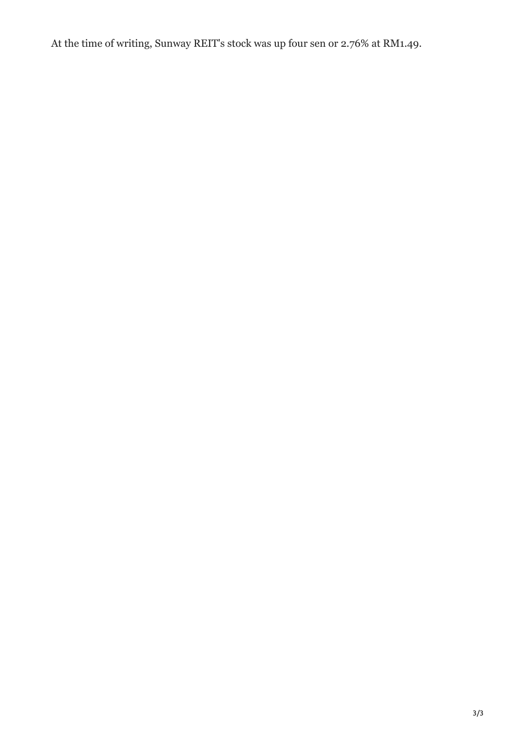At the time of writing, Sunway REIT's stock was up four sen or 2.76% at RM1.49.